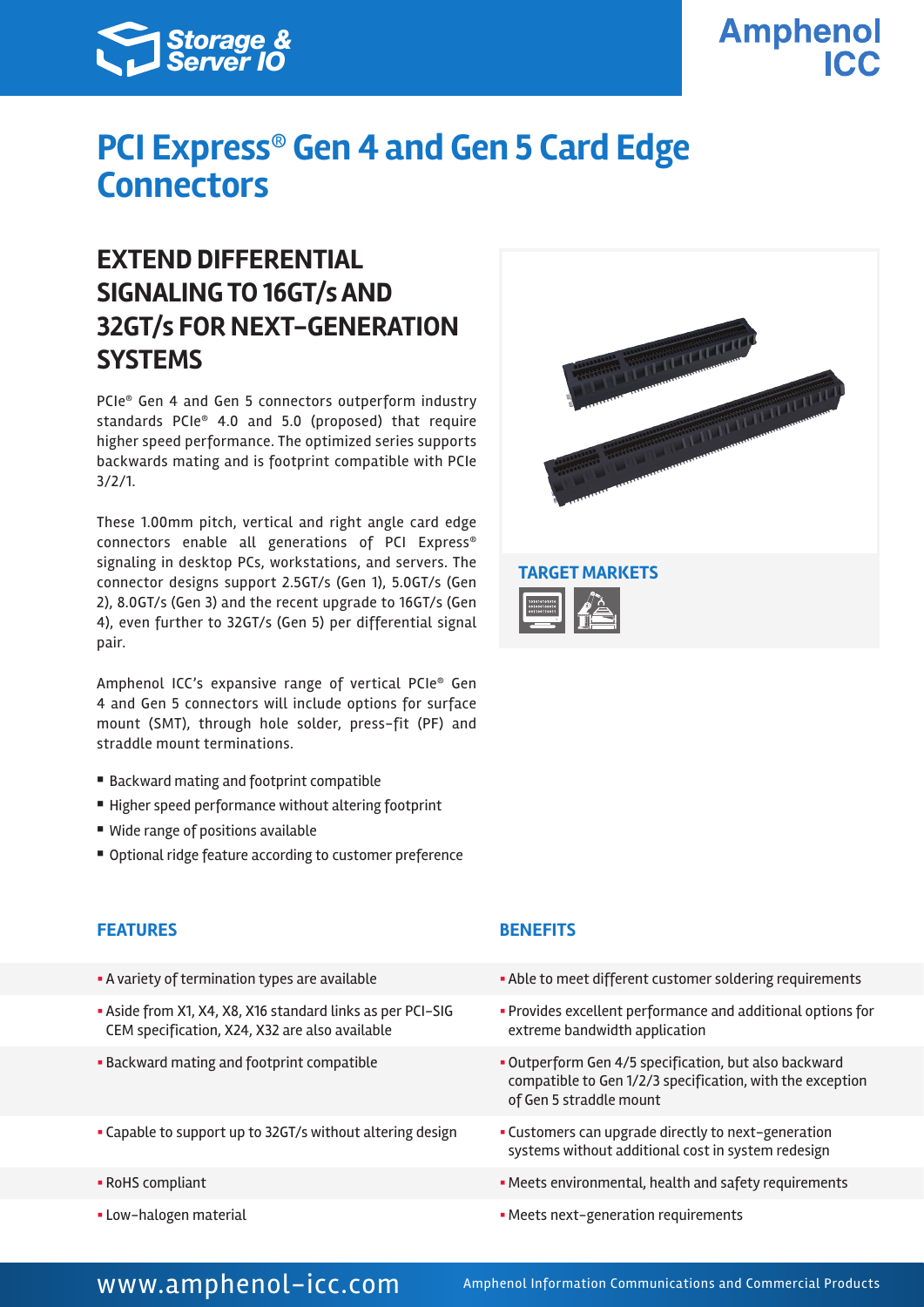Storage & Server IO

Amphenol ICC

# PCI Express® Gen 4 and Gen 5 Card Edge Connectors

## EXTEND DIFFERENTIAL SIGNALING TO 16GT/s AND 32GT/s FOR NEXT-GENERATION SYSTEMS

PCIe® Gen 4 and Gen 5 connectors outperform industry standards PCIe® 4.0 and 5.0 (proposed) that require higher speed performance. The optimized series supports backwards mating and is footprint compatible with PCIe 3/2/1.

These 1.00mm pitch, vertical and right angle card edge connectors enable all generations of PCI Express® signaling in desktop PCs, workstations, and servers. The connector designs support 2.5GT/s (Gen 1), 5.0GT/s (Gen 2), 8.0GT/s (Gen 3) and the recent upgrade to 16GT/s (Gen 4), even further to 32GT/s (Gen 5) per differential signal pair.

Amphenol ICC's expansive range of vertical PCIe® Gen 4 and Gen 5 connectors will include options for surface mount (SMT), through hole solder, press-fit (PF) and straddle mount terminations.

- Backward mating and footprint compatible
- Higher speed performance without altering footprint
- Wide range of positions available
- Optional ridge feature according to customer preference

### TARGET MARKETS

| FEATURES | BENEFITS |
| --- | --- |
| A variety of termination types are available | Able to meet different customer soldering requirements |
| Aside from X1, X4, X8, X16 standard links as per PCI-SIG CEM specification, X24, X32 are also available | Provides excellent performance and additional options for extreme bandwidth application |
| Backward mating and footprint compatible | Outperform Gen 4/5 specification, but also backward compatible to Gen 1/2/3 specification, with the exception of Gen 5 straddle mount |
| Capable to support up to 32GT/s without altering design | Customers can upgrade directly to next-generation systems without additional cost in system redesign |
| RoHS compliant | Meets environmental, health and safety requirements |
| Low-halogen material | Meets next-generation requirements |

www.amphenol-icc.com

Amphenol Information Communications and Commercial Products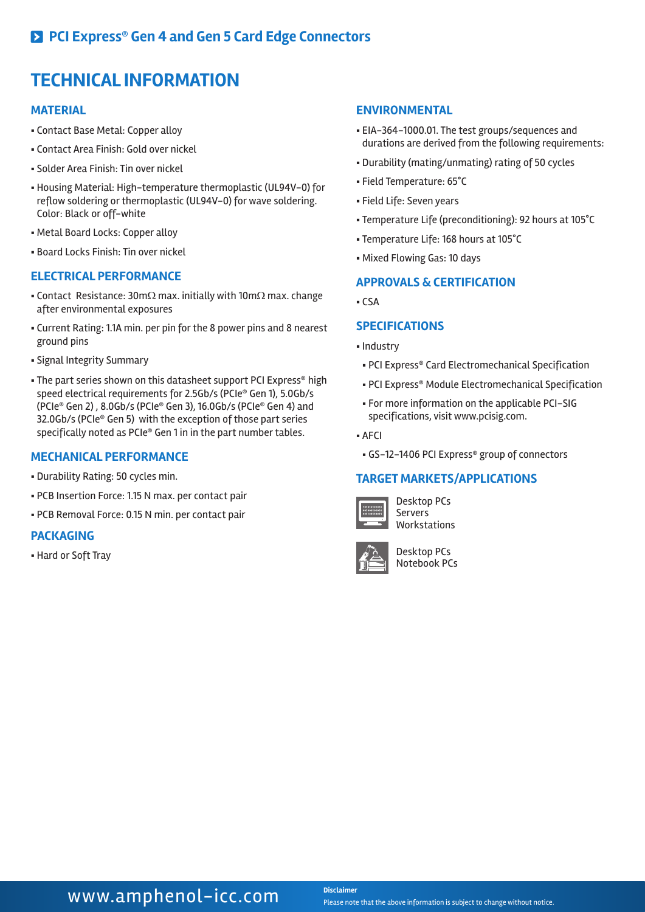## PCI Express® Gen 4 and Gen 5 Card Edge Connectors

# TECHNICAL INFORMATION

### MATERIAL

- Contact Base Metal: Copper alloy
- Contact Area Finish: Gold over nickel
- Solder Area Finish: Tin over nickel
- Housing Material: High-temperature thermoplastic (UL94V-0) for reflow soldering or thermoplastic (UL94V-0) for wave soldering. Color: Black or off-white
- Metal Board Locks: Copper alloy
- Board Locks Finish: Tin over nickel

### ELECTRICAL PERFORMANCE

- Contact Resistance: 30mΩ max. initially with 10mΩ max. change after environmental exposures
- Current Rating: 1.1A min. per pin for the 8 power pins and 8 nearest ground pins
- Signal Integrity Summary
- The part series shown on this datasheet support PCI Express® high speed electrical requirements for 2.5Gb/s (PCIe® Gen 1), 5.0Gb/s (PCIe® Gen 2) , 8.0Gb/s (PCIe® Gen 3), 16.0Gb/s (PCIe® Gen 4) and 32.0Gb/s (PCIe® Gen 5) with the exception of those part series specifically noted as PCIe® Gen 1 in in the part number tables.

### MECHANICAL PERFORMANCE

- Durability Rating: 50 cycles min.
- PCB Insertion Force: 1.15 N max. per contact pair
- PCB Removal Force: 0.15 N min. per contact pair

### PACKAGING

- Hard or Soft Tray

### ENVIRONMENTAL

- EIA-364-1000.01. The test groups/sequences and durations are derived from the following requirements:
- Durability (mating/unmating) rating of 50 cycles
- Field Temperature: 65°C
- Field Life: Seven years
- Temperature Life (preconditioning): 92 hours at 105°C
- Temperature Life: 168 hours at 105°C
- Mixed Flowing Gas: 10 days

### APPROVALS & CERTIFICATION

- CSA

### SPECIFICATIONS

- Industry
  - PCI Express® Card Electromechanical Specification
  - PCI Express® Module Electromechanical Specification
  - For more information on the applicable PCI-SIG specifications, visit www.pcisig.com.
- AFCI
  - GS-12-1406 PCI Express® group of connectors

### TARGET MARKETS/APPLICATIONS

Desktop PCs
Servers
Workstations

Desktop PCs
Notebook PCs

www.amphenol-icc.com

**Disclaimer**
Please note that the above information is subject to change without notice.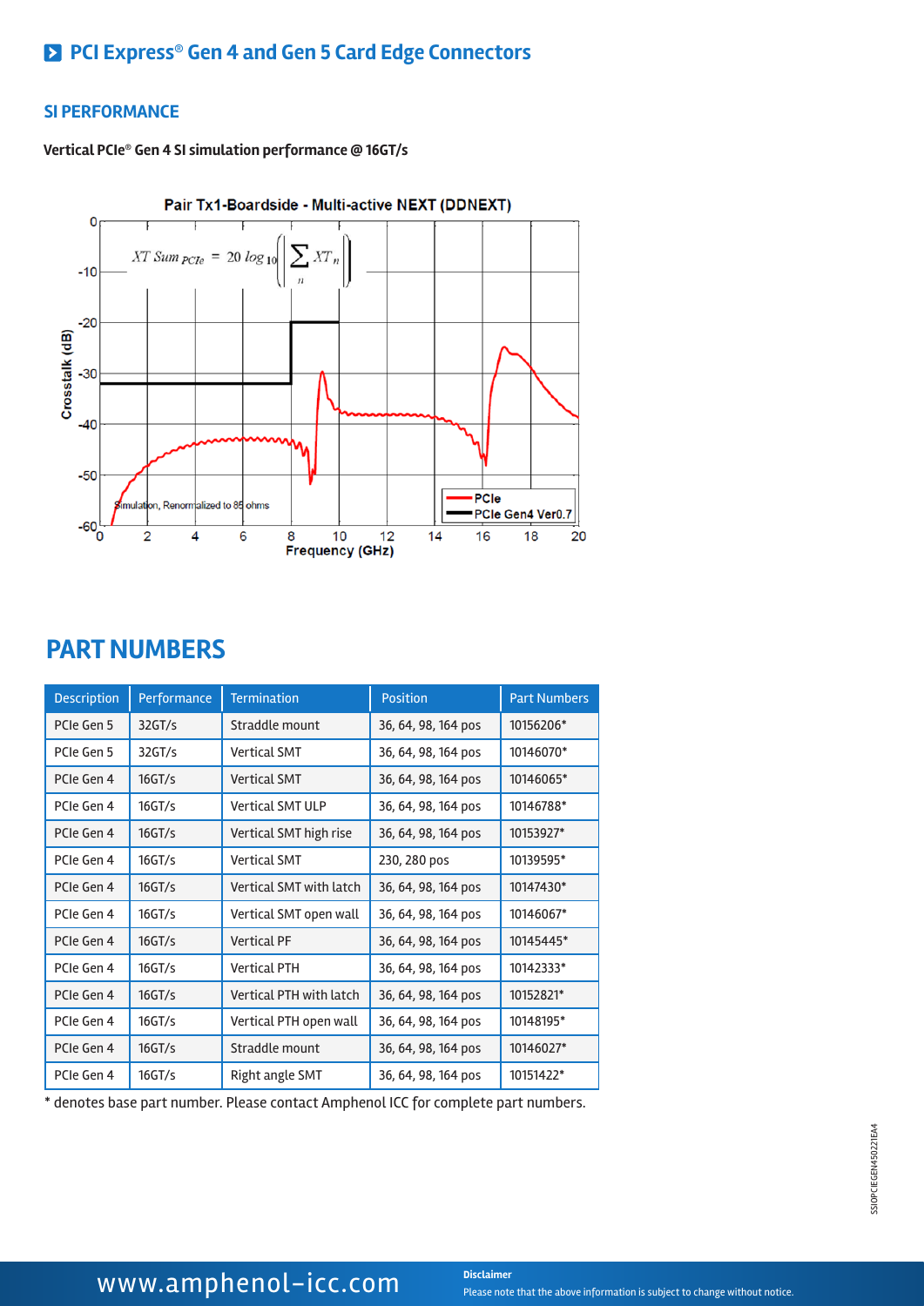# PCI Express® Gen 4 and Gen 5 Card Edge Connectors

## SI PERFORMANCE

**Vertical PCIe® Gen 4 SI simulation performance @ 16GT/s**

Pair Tx1-Boardside - Multi-active NEXT (DDNEXT)

$$XT\ Sum_{PCIe} = 20\log_{10}\left(\left|\sum_{n} XT_n\right|\right)$$

Crosstalk (dB)

0
-10
-20
-30
-40
-50
-60

0 2 4 6 8 10 12 14 16 18 20

Frequency (GHz)

Simulation, Renormalized to 85 ohms

PCIe
PCIe Gen4 Ver0.7

## PART NUMBERS

| Description | Performance | Termination | Position | Part Numbers |
|---|---|---|---|---|
| PCIe Gen 5 | 32GT/s | Straddle mount | 36, 64, 98, 164 pos | 10156206* |
| PCIe Gen 5 | 32GT/s | Vertical SMT | 36, 64, 98, 164 pos | 10146070* |
| PCIe Gen 4 | 16GT/s | Vertical SMT | 36, 64, 98, 164 pos | 10146065* |
| PCIe Gen 4 | 16GT/s | Vertical SMT ULP | 36, 64, 98, 164 pos | 10146788* |
| PCIe Gen 4 | 16GT/s | Vertical SMT high rise | 36, 64, 98, 164 pos | 10153927* |
| PCIe Gen 4 | 16GT/s | Vertical SMT | 230, 280 pos | 10139595* |
| PCIe Gen 4 | 16GT/s | Vertical SMT with latch | 36, 64, 98, 164 pos | 10147430* |
| PCIe Gen 4 | 16GT/s | Vertical SMT open wall | 36, 64, 98, 164 pos | 10146067* |
| PCIe Gen 4 | 16GT/s | Vertical PF | 36, 64, 98, 164 pos | 10145445* |
| PCIe Gen 4 | 16GT/s | Vertical PTH | 36, 64, 98, 164 pos | 10142333* |
| PCIe Gen 4 | 16GT/s | Vertical PTH with latch | 36, 64, 98, 164 pos | 10152821* |
| PCIe Gen 4 | 16GT/s | Vertical PTH open wall | 36, 64, 98, 164 pos | 10148195* |
| PCIe Gen 4 | 16GT/s | Straddle mount | 36, 64, 98, 164 pos | 10146027* |
| PCIe Gen 4 | 16GT/s | Right angle SMT | 36, 64, 98, 164 pos | 10151422* |

* denotes base part number. Please contact Amphenol ICC for complete part numbers.

SSIOPCIEGEN450221EA4

www.amphenol-icc.com

**Disclaimer**

Please note that the above information is subject to change without notice.